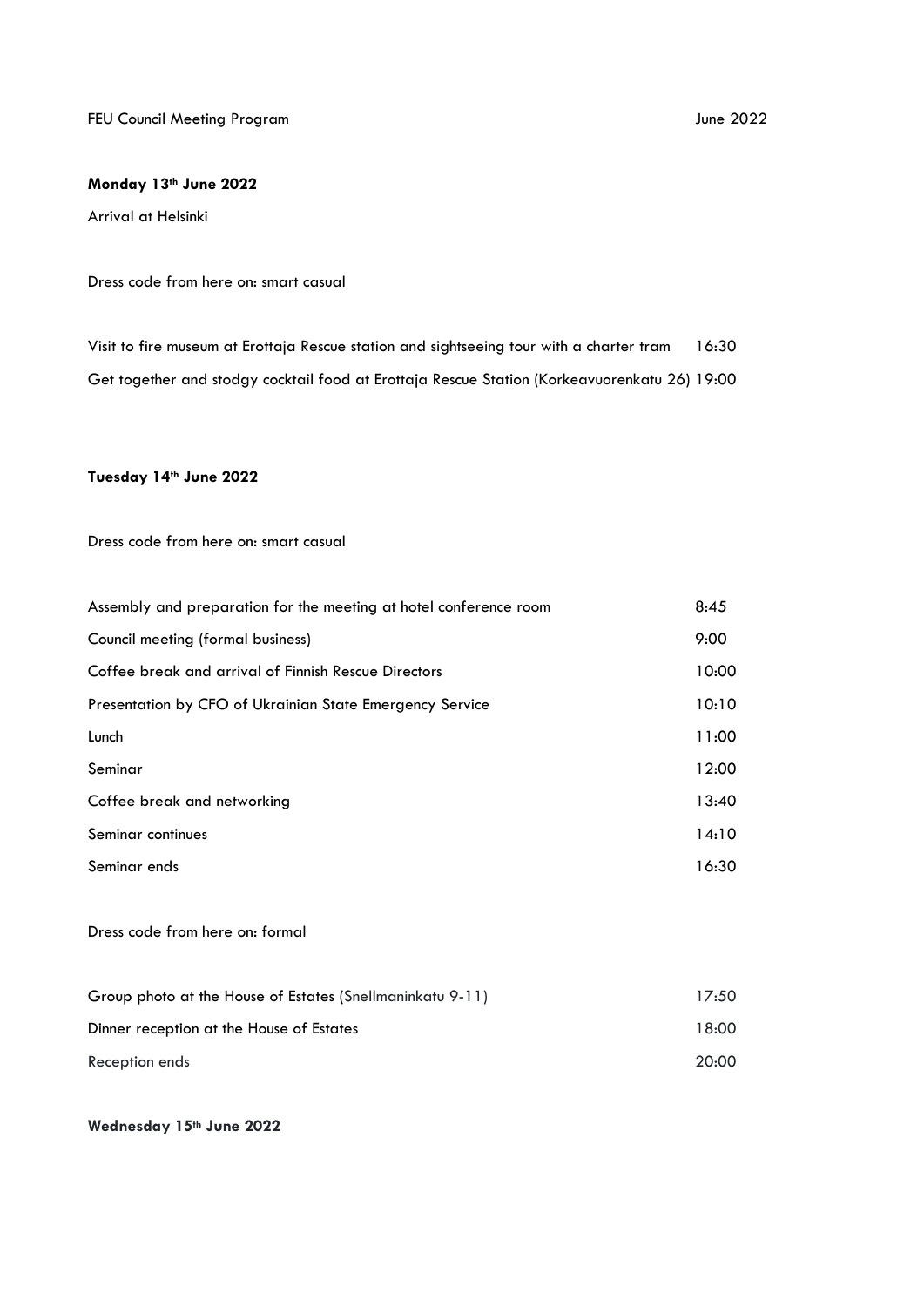FEU Council Meeting Program June 2022

**Monday 13th June 2022**

Arrival at Helsinki

Dress code from here on: smart casual

| | |
|---|---|
| Visit to fire museum at Erottaja Rescue station and sightseeing tour with a charter tram | 16:30 |
| Get together and stodgy cocktail food at Erottaja Rescue Station (Korkeavuorenkatu 26) | 19:00 |

**Tuesday 14th June 2022**

Dress code from here on: smart casual

| | |
|---|---|
| Assembly and preparation for the meeting at hotel conference room | 8:45 |
| Council meeting (formal business) | 9:00 |
| Coffee break and arrival of Finnish Rescue Directors | 10:00 |
| Presentation by CFO of Ukrainian State Emergency Service | 10:10 |
| Lunch | 11:00 |
| Seminar | 12:00 |
| Coffee break and networking | 13:40 |
| Seminar continues | 14:10 |
| Seminar ends | 16:30 |

Dress code from here on: formal

| | |
|---|---|
| Group photo at the House of Estates (Snellmaninkatu 9-11) | 17:50 |
| Dinner reception at the House of Estates | 18:00 |
| Reception ends | 20:00 |

**Wednesday 15th June 2022**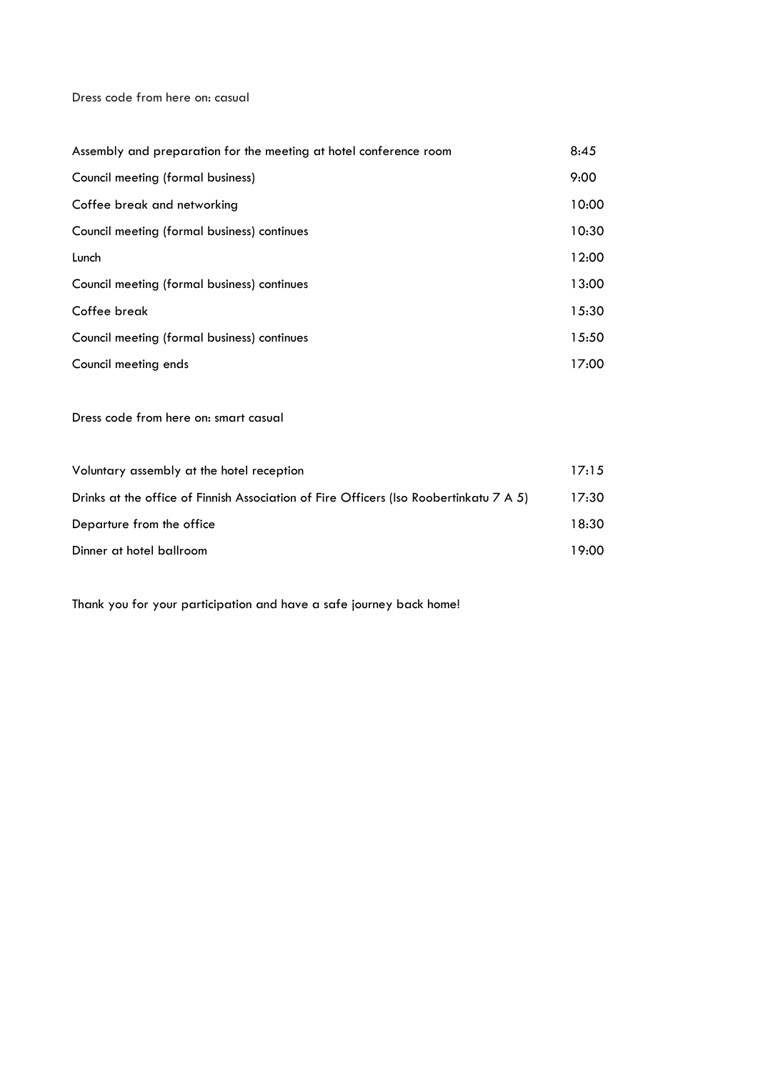Dress code from here on: casual

| | |
|---|---|
| Assembly and preparation for the meeting at hotel conference room | 8:45 |
| Council meeting (formal business) | 9:00 |
| Coffee break and networking | 10:00 |
| Council meeting (formal business) continues | 10:30 |
| Lunch | 12:00 |
| Council meeting (formal business) continues | 13:00 |
| Coffee break | 15:30 |
| Council meeting (formal business) continues | 15:50 |
| Council meeting ends | 17:00 |

Dress code from here on: smart casual

| | |
|---|---|
| Voluntary assembly at the hotel reception | 17:15 |
| Drinks at the office of Finnish Association of Fire Officers (Iso Roobertinkatu 7 A 5) | 17:30 |
| Departure from the office | 18:30 |
| Dinner at hotel ballroom | 19:00 |

Thank you for your participation and have a safe journey back home!